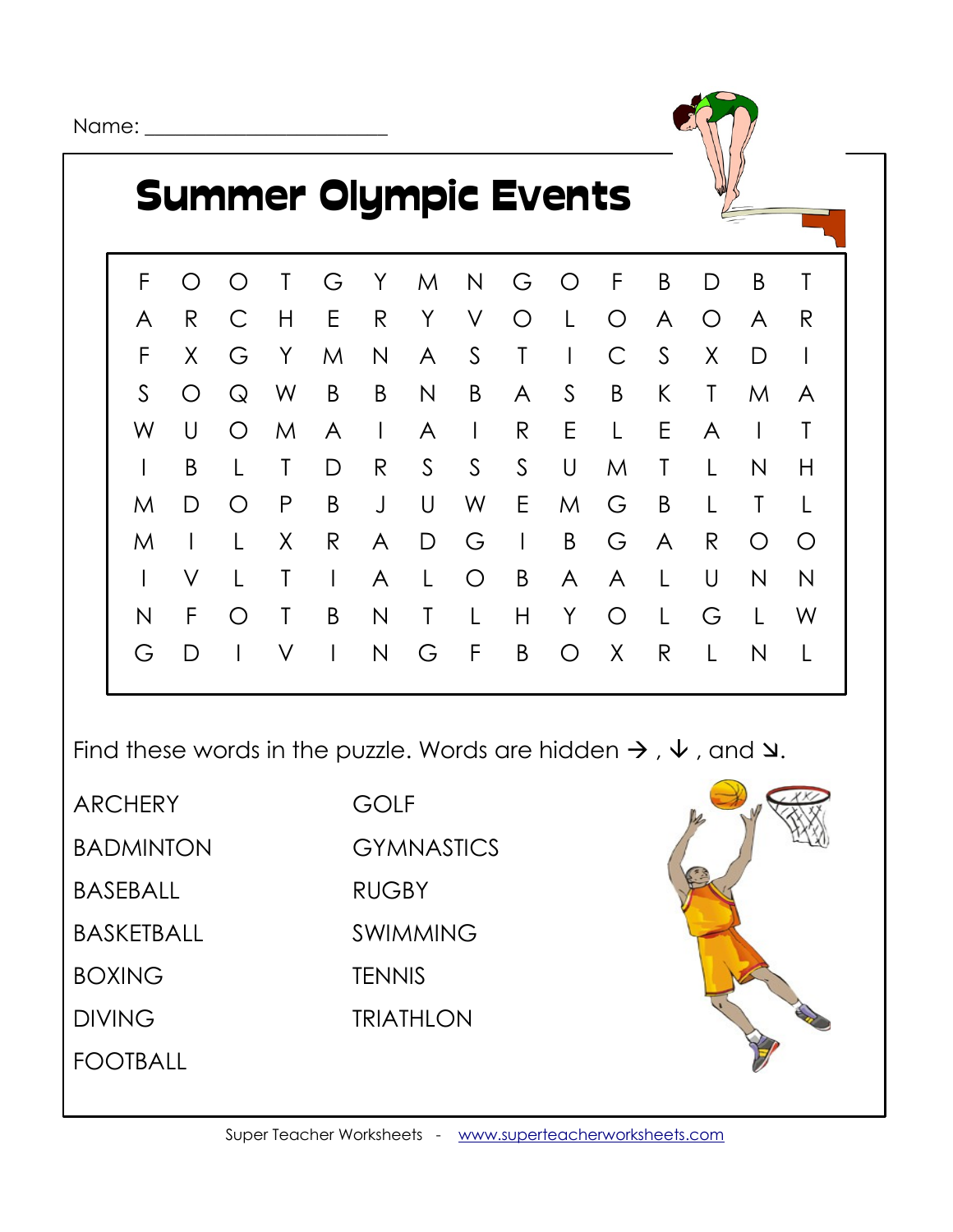Name: ______________________

# Summer Olympic Events

| | | | | | | | | | | | | | | |
|---|---|---|---|---|---|---|---|---|---|---|---|---|---|---|
| F | O | O | T | G | Y | M | N | G | O | F | B | D | B | T |
| A | R | C | H | E | R | Y | V | O | L | O | A | O | A | R |
| F | X | G | Y | M | N | A | S | T | I | C | S | X | D | I |
| S | O | Q | W | B | B | N | B | A | S | B | K | T | M | A |
| W | U | O | M | A | I | A | I | R | E | L | E | A | I | T |
| I | B | L | T | D | R | S | S | S | U | M | T | L | N | H |
| M | D | O | P | B | J | U | W | E | M | G | B | L | T | L |
| M | I | L | X | R | A | D | G | I | B | G | A | R | O | O |
| I | V | L | T | I | A | L | O | B | A | A | L | U | N | N |
| N | F | O | T | B | N | T | L | H | Y | O | L | G | L | W |
| G | D | I | V | I | N | G | F | B | O | X | R | L | N | L |

Find these words in the puzzle. Words are hidden → , ↓ , and ↘.

- ARCHERY
- BADMINTON
- BASEBALL
- BASKETBALL
- BOXING
- DIVING
- FOOTBALL
- GOLF
- GYMNASTICS
- RUGBY
- SWIMMING
- TENNIS
- TRIATHLON

Super Teacher Worksheets - www.superteacherworksheets.com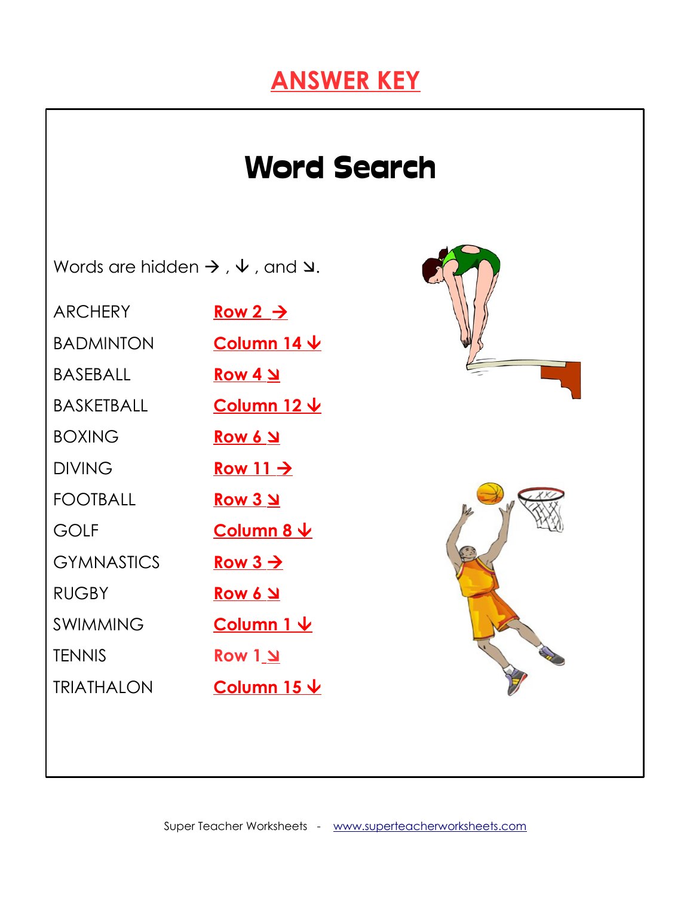# ANSWER KEY

## Word Search

Words are hidden → , ↓ , and ↘.

| | |
|---|---|
| ARCHERY | **Row 2 →** |
| BADMINTON | **Column 14 ↓** |
| BASEBALL | **Row 4 ↘** |
| BASKETBALL | **Column 12 ↓** |
| BOXING | **Row 6 ↘** |
| DIVING | **Row 11 →** |
| FOOTBALL | **Row 3 ↘** |
| GOLF | **Column 8 ↓** |
| GYMNASTICS | **Row 3 →** |
| RUGBY | **Row 6 ↘** |
| SWIMMING | **Column 1 ↓** |
| TENNIS | **Row 1 ↘** |
| TRIATHALON | **Column 15 ↓** |

Super Teacher Worksheets - www.superteacherworksheets.com